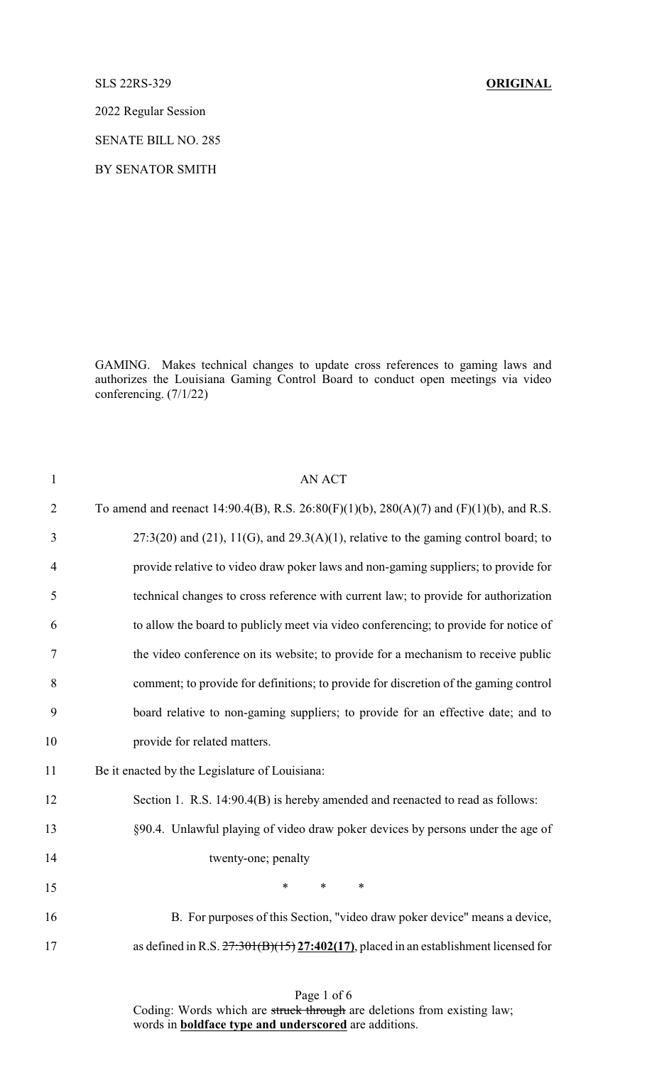SLS 22RS-329 **ORIGINAL**

2022 Regular Session

SENATE BILL NO. 285

BY SENATOR SMITH

GAMING. Makes technical changes to update cross references to gaming laws and authorizes the Louisiana Gaming Control Board to conduct open meetings via video conferencing. (7/1/22)

AN ACT

To amend and reenact 14:90.4(B), R.S. 26:80(F)(1)(b), 280(A)(7) and (F)(1)(b), and R.S. 27:3(20) and (21), 11(G), and 29.3(A)(1), relative to the gaming control board; to provide relative to video draw poker laws and non-gaming suppliers; to provide for technical changes to cross reference with current law; to provide for authorization to allow the board to publicly meet via video conferencing; to provide for notice of the video conference on its website; to provide for a mechanism to receive public comment; to provide for definitions; to provide for discretion of the gaming control board relative to non-gaming suppliers; to provide for an effective date; and to provide for related matters.

Be it enacted by the Legislature of Louisiana:

Section 1. R.S. 14:90.4(B) is hereby amended and reenacted to read as follows:

§90.4. Unlawful playing of video draw poker devices by persons under the age of twenty-one; penalty

\* \* \*

B. For purposes of this Section, "video draw poker device" means a device, as defined in R.S. ~~27:301(B)(15)~~ **27:402(17)**, placed in an establishment licensed for

Coding: Words which are ~~struck through~~ are deletions from existing law; words in **boldface type and underscored** are additions.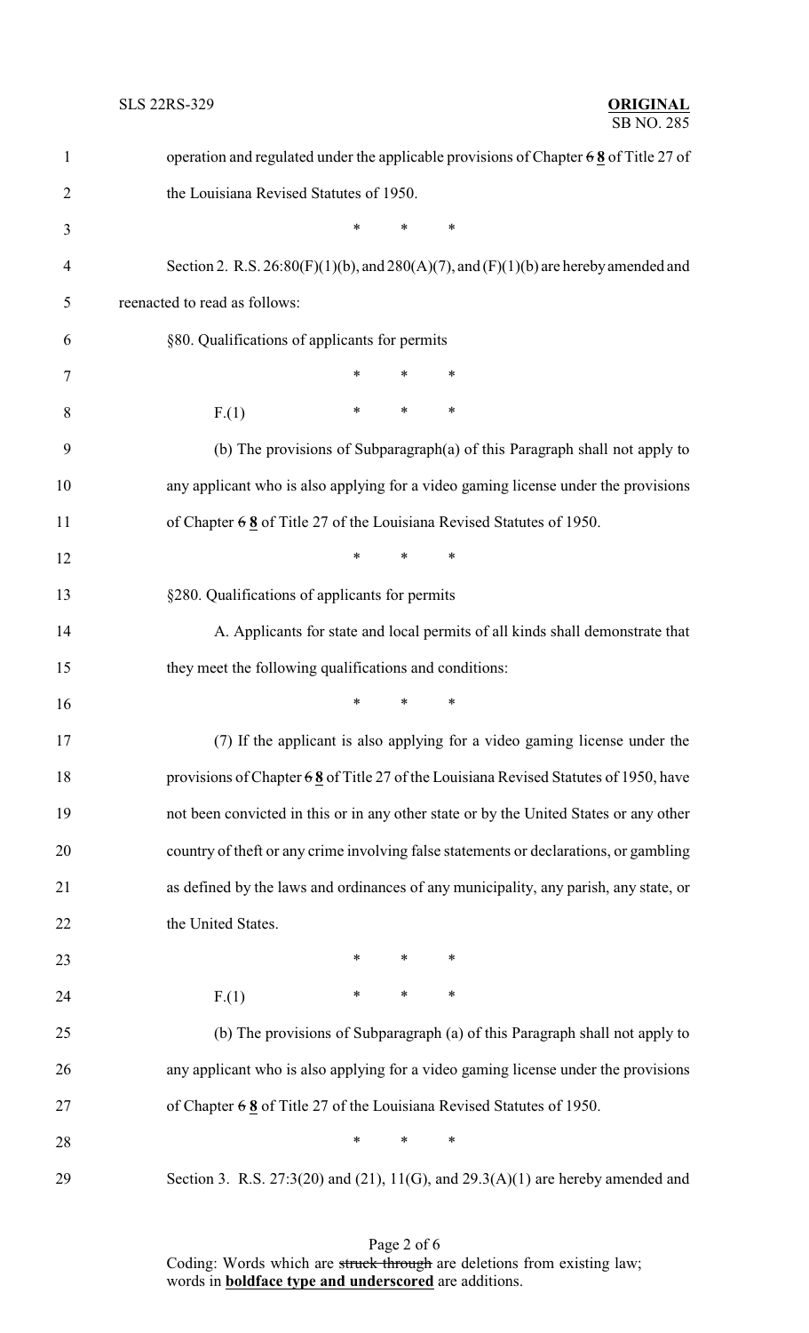operation and regulated under the applicable provisions of Chapter ~~6~~ **8** of Title 27 of the Louisiana Revised Statutes of 1950.

\* \* \*

Section 2. R.S. 26:80(F)(1)(b), and 280(A)(7), and (F)(1)(b) are hereby amended and reenacted to read as follows:

§80. Qualifications of applicants for permits

\* \* \*

F.(1) \* \* \*

(b) The provisions of Subparagraph(a) of this Paragraph shall not apply to any applicant who is also applying for a video gaming license under the provisions of Chapter ~~6~~ **8** of Title 27 of the Louisiana Revised Statutes of 1950.

\* \* \*

§280. Qualifications of applicants for permits

A. Applicants for state and local permits of all kinds shall demonstrate that they meet the following qualifications and conditions:

\* \* \*

(7) If the applicant is also applying for a video gaming license under the provisions of Chapter ~~6~~ **8** of Title 27 of the Louisiana Revised Statutes of 1950, have not been convicted in this or in any other state or by the United States or any other country of theft or any crime involving false statements or declarations, or gambling as defined by the laws and ordinances of any municipality, any parish, any state, or the United States.

\* \* \*

F.(1) \* \* \*

(b) The provisions of Subparagraph (a) of this Paragraph shall not apply to any applicant who is also applying for a video gaming license under the provisions of Chapter ~~6~~ **8** of Title 27 of the Louisiana Revised Statutes of 1950.

\* \* \*

Section 3. R.S. 27:3(20) and (21), 11(G), and 29.3(A)(1) are hereby amended and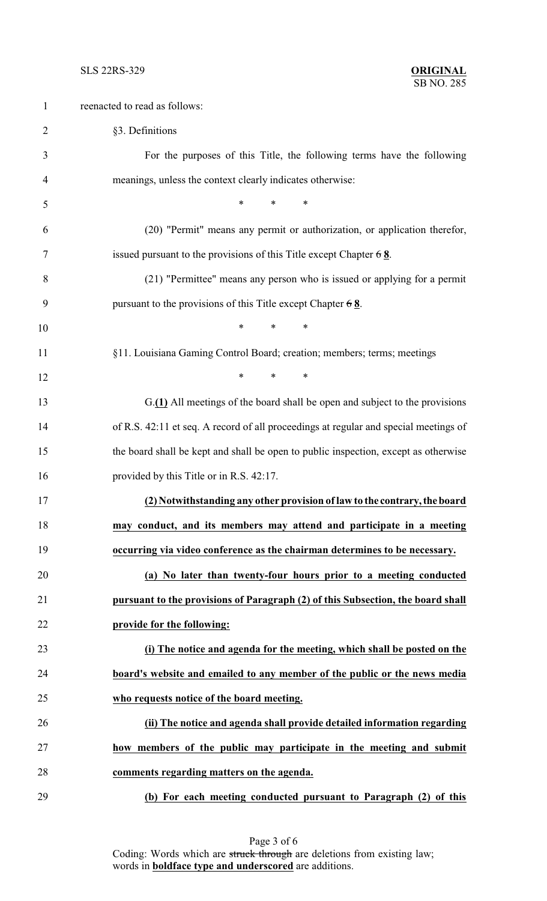reenacted to read as follows:

§3. Definitions

For the purposes of this Title, the following terms have the following meanings, unless the context clearly indicates otherwise:

\* \* \*

(20) "Permit" means any permit or authorization, or application therefor, issued pursuant to the provisions of this Title except Chapter ~~6~~ **8**.

(21) "Permittee" means any person who is issued or applying for a permit pursuant to the provisions of this Title except Chapter ~~6~~ **8**.

\* \* \*

§11. Louisiana Gaming Control Board; creation; members; terms; meetings

\* \* \*

G.**(1)** All meetings of the board shall be open and subject to the provisions of R.S. 42:11 et seq. A record of all proceedings at regular and special meetings of the board shall be kept and shall be open to public inspection, except as otherwise provided by this Title or in R.S. 42:17.

**(2) Notwithstanding any other provision of law to the contrary, the board may conduct, and its members may attend and participate in a meeting occurring via video conference as the chairman determines to be necessary.**

**(a) No later than twenty-four hours prior to a meeting conducted pursuant to the provisions of Paragraph (2) of this Subsection, the board shall provide for the following:**

**(i) The notice and agenda for the meeting, which shall be posted on the board's website and emailed to any member of the public or the news media who requests notice of the board meeting.**

**(ii) The notice and agenda shall provide detailed information regarding how members of the public may participate in the meeting and submit comments regarding matters on the agenda.**

**(b) For each meeting conducted pursuant to Paragraph (2) of this**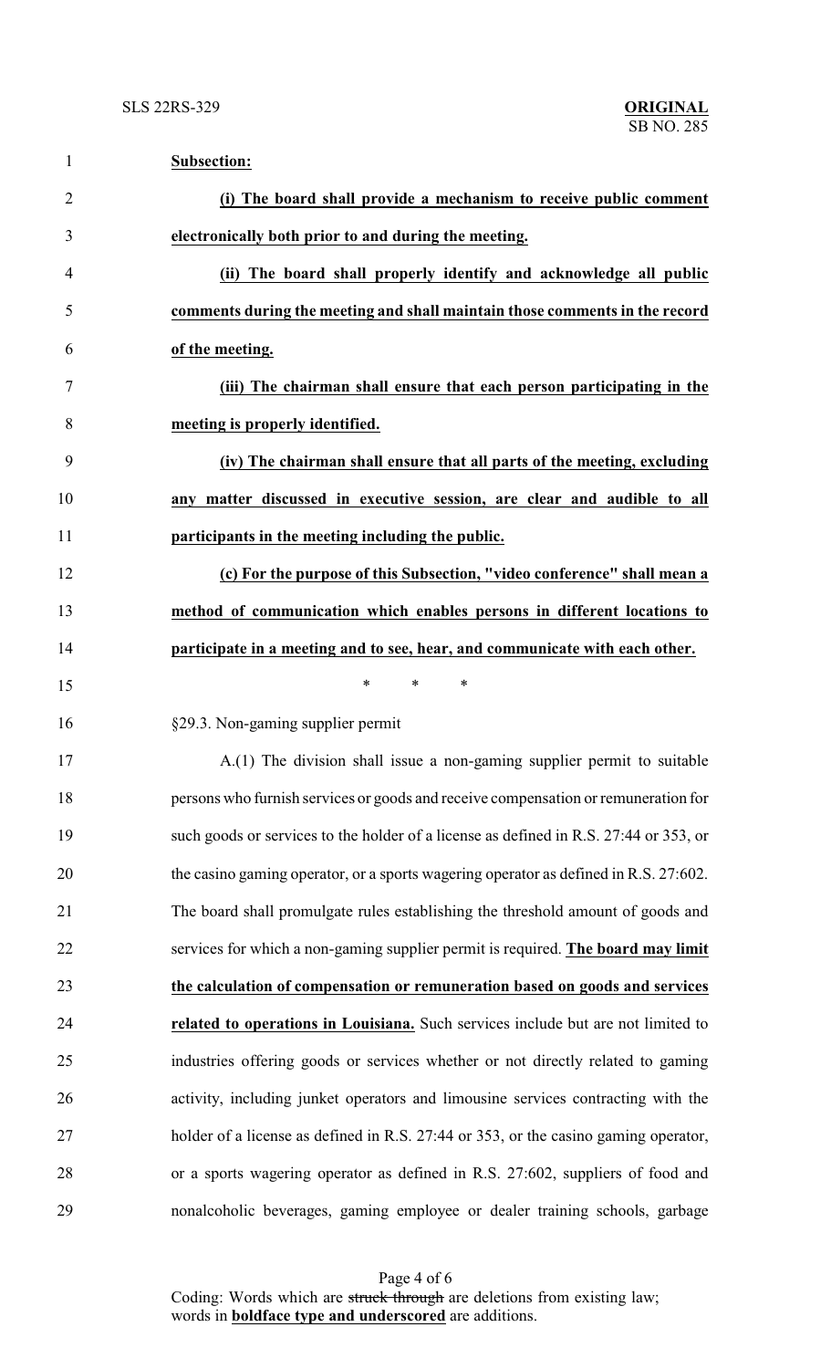**Subsection:**

**(i) The board shall provide a mechanism to receive public comment electronically both prior to and during the meeting.**

**(ii) The board shall properly identify and acknowledge all public comments during the meeting and shall maintain those comments in the record of the meeting.**

**(iii) The chairman shall ensure that each person participating in the meeting is properly identified.**

**(iv) The chairman shall ensure that all parts of the meeting, excluding any matter discussed in executive session, are clear and audible to all participants in the meeting including the public.**

**(c) For the purpose of this Subsection, "video conference" shall mean a method of communication which enables persons in different locations to participate in a meeting and to see, hear, and communicate with each other.**

\* \* \*

§29.3. Non-gaming supplier permit

A.(1) The division shall issue a non-gaming supplier permit to suitable persons who furnish services or goods and receive compensation or remuneration for such goods or services to the holder of a license as defined in R.S. 27:44 or 353, or the casino gaming operator, or a sports wagering operator as defined in R.S. 27:602. The board shall promulgate rules establishing the threshold amount of goods and services for which a non-gaming supplier permit is required. **The board may limit the calculation of compensation or remuneration based on goods and services related to operations in Louisiana.** Such services include but are not limited to industries offering goods or services whether or not directly related to gaming activity, including junket operators and limousine services contracting with the holder of a license as defined in R.S. 27:44 or 353, or the casino gaming operator, or a sports wagering operator as defined in R.S. 27:602, suppliers of food and nonalcoholic beverages, gaming employee or dealer training schools, garbage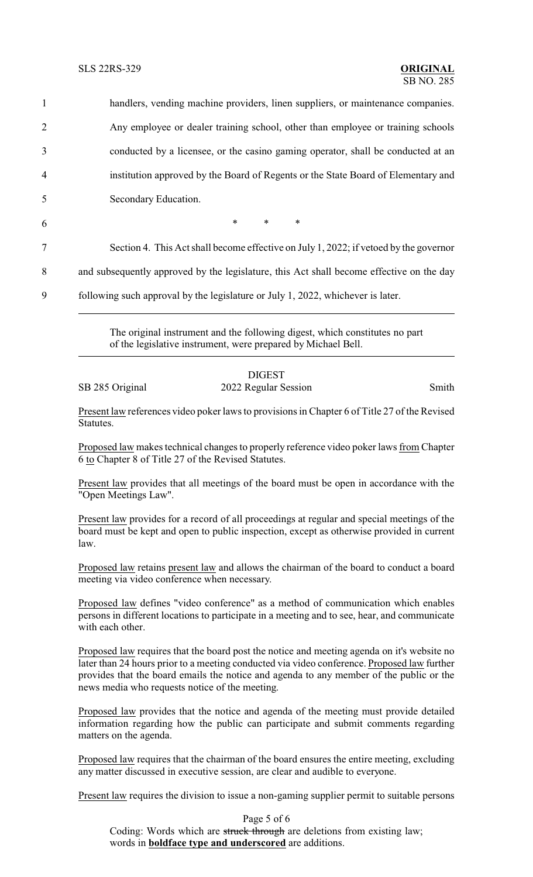handlers, vending machine providers, linen suppliers, or maintenance companies. Any employee or dealer training school, other than employee or training schools conducted by a licensee, or the casino gaming operator, shall be conducted at an institution approved by the Board of Regents or the State Board of Elementary and Secondary Education.

\* \* \*

Section 4. This Act shall become effective on July 1, 2022; if vetoed by the governor and subsequently approved by the legislature, this Act shall become effective on the day following such approval by the legislature or July 1, 2022, whichever is later.

---

The original instrument and the following digest, which constitutes no part of the legislative instrument, were prepared by Michael Bell.

---

DIGEST

SB 285 Original — 2022 Regular Session — Smith

Present law references video poker laws to provisions in Chapter 6 of Title 27 of the Revised Statutes.

Proposed law makes technical changes to properly reference video poker laws from Chapter 6 to Chapter 8 of Title 27 of the Revised Statutes.

Present law provides that all meetings of the board must be open in accordance with the "Open Meetings Law".

Present law provides for a record of all proceedings at regular and special meetings of the board must be kept and open to public inspection, except as otherwise provided in current law.

Proposed law retains present law and allows the chairman of the board to conduct a board meeting via video conference when necessary.

Proposed law defines "video conference" as a method of communication which enables persons in different locations to participate in a meeting and to see, hear, and communicate with each other.

Proposed law requires that the board post the notice and meeting agenda on it's website no later than 24 hours prior to a meeting conducted via video conference. Proposed law further provides that the board emails the notice and agenda to any member of the public or the news media who requests notice of the meeting.

Proposed law provides that the notice and agenda of the meeting must provide detailed information regarding how the public can participate and submit comments regarding matters on the agenda.

Proposed law requires that the chairman of the board ensures the entire meeting, excluding any matter discussed in executive session, are clear and audible to everyone.

Present law requires the division to issue a non-gaming supplier permit to suitable persons

Coding: Words which are ~~struck through~~ are deletions from existing law; words in **underscored boldface type and underscored** are additions.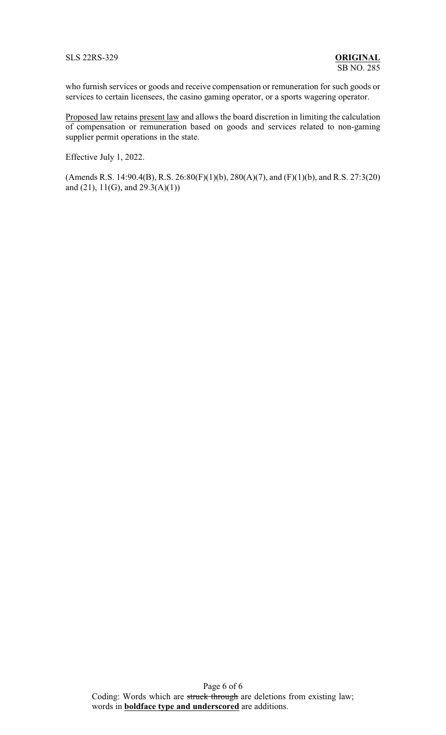who furnish services or goods and receive compensation or remuneration for such goods or services to certain licensees, the casino gaming operator, or a sports wagering operator.

Proposed law retains present law and allows the board discretion in limiting the calculation of compensation or remuneration based on goods and services related to non-gaming supplier permit operations in the state.

Effective July 1, 2022.

(Amends R.S. 14:90.4(B), R.S. 26:80(F)(1)(b), 280(A)(7), and (F)(1)(b), and R.S. 27:3(20) and (21), 11(G), and 29.3(A)(1))